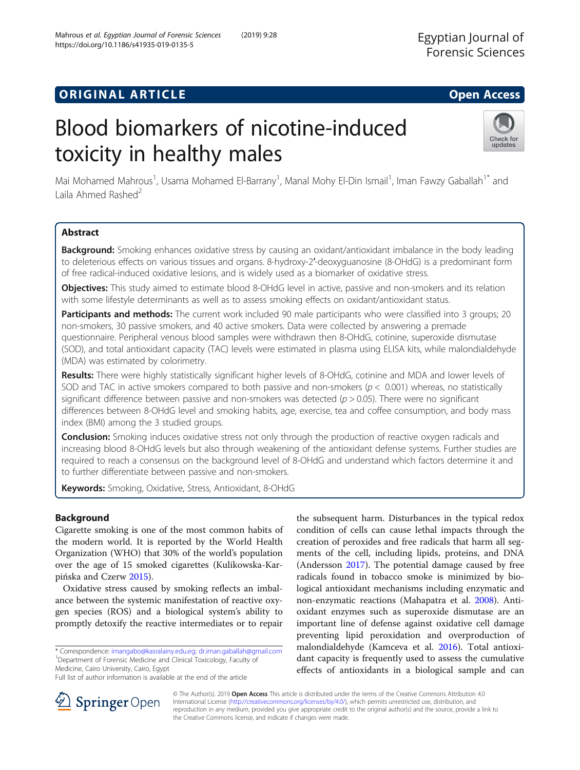ORIGINAL ARTICLE

Open Access

# Blood biomarkers of nicotine-induced toxicity in healthy males

Mai Mohamed Mahrous[1], Usama Mohamed El-Barrany[1], Manal Mohy El-Din Ismail[1], Iman Fawzy Gaballah[1*] and Laila Ahmed Rashed[2]

## Abstract

**Background:** Smoking enhances oxidative stress by causing an oxidant/antioxidant imbalance in the body leading to deleterious effects on various tissues and organs. 8-hydroxy-2′-deoxyguanosine (8-OHdG) is a predominant form of free radical-induced oxidative lesions, and is widely used as a biomarker of oxidative stress.

**Objectives:** This study aimed to estimate blood 8-OHdG level in active, passive and non-smokers and its relation with some lifestyle determinants as well as to assess smoking effects on oxidant/antioxidant status.

**Participants and methods:** The current work included 90 male participants who were classified into 3 groups; 20 non-smokers, 30 passive smokers, and 40 active smokers. Data were collected by answering a premade questionnaire. Peripheral venous blood samples were withdrawn then 8-OHdG, cotinine, superoxide dismutase (SOD), and total antioxidant capacity (TAC) levels were estimated in plasma using ELISA kits, while malondialdehyde (MDA) was estimated by colorimetry.

**Results:** There were highly statistically significant higher levels of 8-OHdG, cotinine and MDA and lower levels of SOD and TAC in active smokers compared to both passive and non-smokers ($p < 0.001$) whereas, no statistically significant difference between passive and non-smokers was detected ($p > 0.05$). There were no significant differences between 8-OHdG level and smoking habits, age, exercise, tea and coffee consumption, and body mass index (BMI) among the 3 studied groups.

**Conclusion:** Smoking induces oxidative stress not only through the production of reactive oxygen radicals and increasing blood 8-OHdG levels but also through weakening of the antioxidant defense systems. Further studies are required to reach a consensus on the background level of 8-OHdG and understand which factors determine it and to further differentiate between passive and non-smokers.

**Keywords:** Smoking, Oxidative, Stress, Antioxidant, 8-OHdG

## Background

Cigarette smoking is one of the most common habits of the modern world. It is reported by the World Health Organization (WHO) that 30% of the world's population over the age of 15 smoked cigarettes (Kulikowska-Karpińska and Czerw 2015).

Oxidative stress caused by smoking reflects an imbalance between the systemic manifestation of reactive oxygen species (ROS) and a biological system's ability to promptly detoxify the reactive intermediates or to repair the subsequent harm. Disturbances in the typical redox condition of cells can cause lethal impacts through the creation of peroxides and free radicals that harm all segments of the cell, including lipids, proteins, and DNA (Andersson 2017). The potential damage caused by free radicals found in tobacco smoke is minimized by biological antioxidant mechanisms including enzymatic and non-enzymatic reactions (Mahapatra et al. 2008). Antioxidant enzymes such as superoxide dismutase are an important line of defense against oxidative cell damage preventing lipid peroxidation and overproduction of malondialdehyde (Kamceva et al. 2016). Total antioxidant capacity is frequently used to assess the cumulative effects of antioxidants in a biological sample and can

\* Correspondence: imangabo@kasralainy.edu.eg; dr.iman.gaballah@gmail.com
[1]Department of Forensic Medicine and Clinical Toxicology, Faculty of Medicine, Cairo University, Cairo, Egypt
Full list of author information is available at the end of the article

© The Author(s). 2019 **Open Access** This article is distributed under the terms of the Creative Commons Attribution 4.0 International License (http://creativecommons.org/licenses/by/4.0/), which permits unrestricted use, distribution, and reproduction in any medium, provided you give appropriate credit to the original author(s) and the source, provide a link to the Creative Commons license, and indicate if changes were made.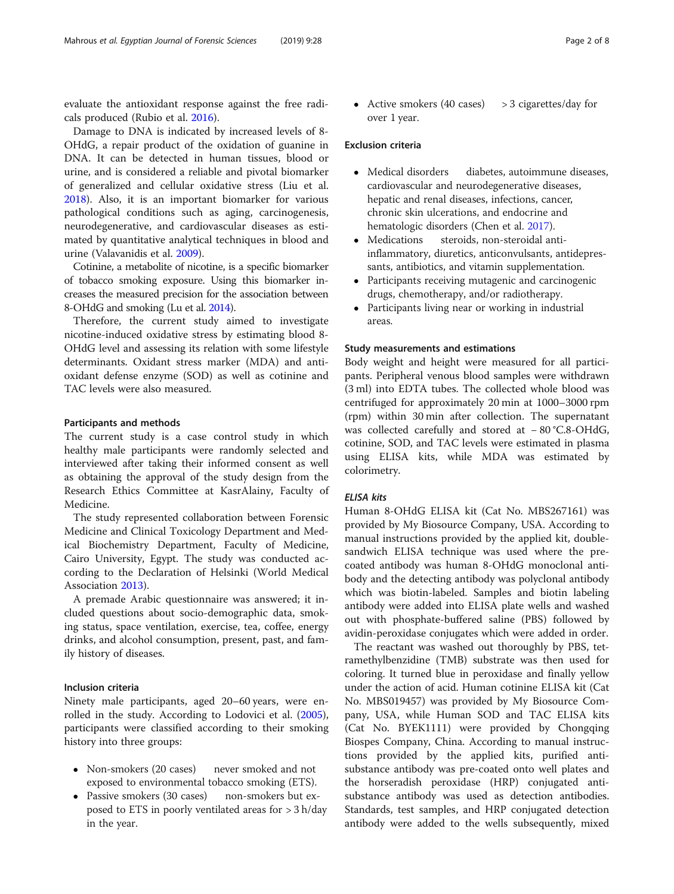evaluate the antioxidant response against the free radicals produced (Rubio et al. 2016).

Damage to DNA is indicated by increased levels of 8-OHdG, a repair product of the oxidation of guanine in DNA. It can be detected in human tissues, blood or urine, and is considered a reliable and pivotal biomarker of generalized and cellular oxidative stress (Liu et al. 2018). Also, it is an important biomarker for various pathological conditions such as aging, carcinogenesis, neurodegenerative, and cardiovascular diseases as estimated by quantitative analytical techniques in blood and urine (Valavanidis et al. 2009).

Cotinine, a metabolite of nicotine, is a specific biomarker of tobacco smoking exposure. Using this biomarker increases the measured precision for the association between 8-OHdG and smoking (Lu et al. 2014).

Therefore, the current study aimed to investigate nicotine-induced oxidative stress by estimating blood 8-OHdG level and assessing its relation with some lifestyle determinants. Oxidant stress marker (MDA) and antioxidant defense enzyme (SOD) as well as cotinine and TAC levels were also measured.

## Participants and methods

The current study is a case control study in which healthy male participants were randomly selected and interviewed after taking their informed consent as well as obtaining the approval of the study design from the Research Ethics Committee at KasrAlainy, Faculty of Medicine.

The study represented collaboration between Forensic Medicine and Clinical Toxicology Department and Medical Biochemistry Department, Faculty of Medicine, Cairo University, Egypt. The study was conducted according to the Declaration of Helsinki (World Medical Association 2013).

A premade Arabic questionnaire was answered; it included questions about socio-demographic data, smoking status, space ventilation, exercise, tea, coffee, energy drinks, and alcohol consumption, present, past, and family history of diseases.

### Inclusion criteria

Ninety male participants, aged 20–60 years, were enrolled in the study. According to Lodovici et al. (2005), participants were classified according to their smoking history into three groups:

- Non-smokers (20 cases)  never smoked and not exposed to environmental tobacco smoking (ETS).
- Passive smokers (30 cases)  non-smokers but exposed to ETS in poorly ventilated areas for > 3 h/day in the year.
- Active smokers (40 cases)  > 3 cigarettes/day for over 1 year.

### Exclusion criteria

- Medical disorders  diabetes, autoimmune diseases, cardiovascular and neurodegenerative diseases, hepatic and renal diseases, infections, cancer, chronic skin ulcerations, and endocrine and hematologic disorders (Chen et al. 2017).
- Medications  steroids, non-steroidal anti-inflammatory, diuretics, anticonvulsants, antidepressants, antibiotics, and vitamin supplementation.
- Participants receiving mutagenic and carcinogenic drugs, chemotherapy, and/or radiotherapy.
- Participants living near or working in industrial areas.

### Study measurements and estimations

Body weight and height were measured for all participants. Peripheral venous blood samples were withdrawn (3 ml) into EDTA tubes. The collected whole blood was centrifuged for approximately 20 min at 1000–3000 rpm (rpm) within 30 min after collection. The supernatant was collected carefully and stored at − 80 °C.8-OHdG, cotinine, SOD, and TAC levels were estimated in plasma using ELISA kits, while MDA was estimated by colorimetry.

#### *ELISA kits*

Human 8-OHdG ELISA kit (Cat No. MBS267161) was provided by My Biosource Company, USA. According to manual instructions provided by the applied kit, double-sandwich ELISA technique was used where the pre-coated antibody was human 8-OHdG monoclonal antibody and the detecting antibody was polyclonal antibody which was biotin-labeled. Samples and biotin labeling antibody were added into ELISA plate wells and washed out with phosphate-buffered saline (PBS) followed by avidin-peroxidase conjugates which were added in order.

The reactant was washed out thoroughly by PBS, tetramethylbenzidine (TMB) substrate was then used for coloring. It turned blue in peroxidase and finally yellow under the action of acid. Human cotinine ELISA kit (Cat No. MBS019457) was provided by My Biosource Company, USA, while Human SOD and TAC ELISA kits (Cat No. BYEK1111) were provided by Chongqing Biospes Company, China. According to manual instructions provided by the applied kits, purified anti-substance antibody was pre-coated onto well plates and the horseradish peroxidase (HRP) conjugated anti-substance antibody was used as detection antibodies. Standards, test samples, and HRP conjugated detection antibody were added to the wells subsequently, mixed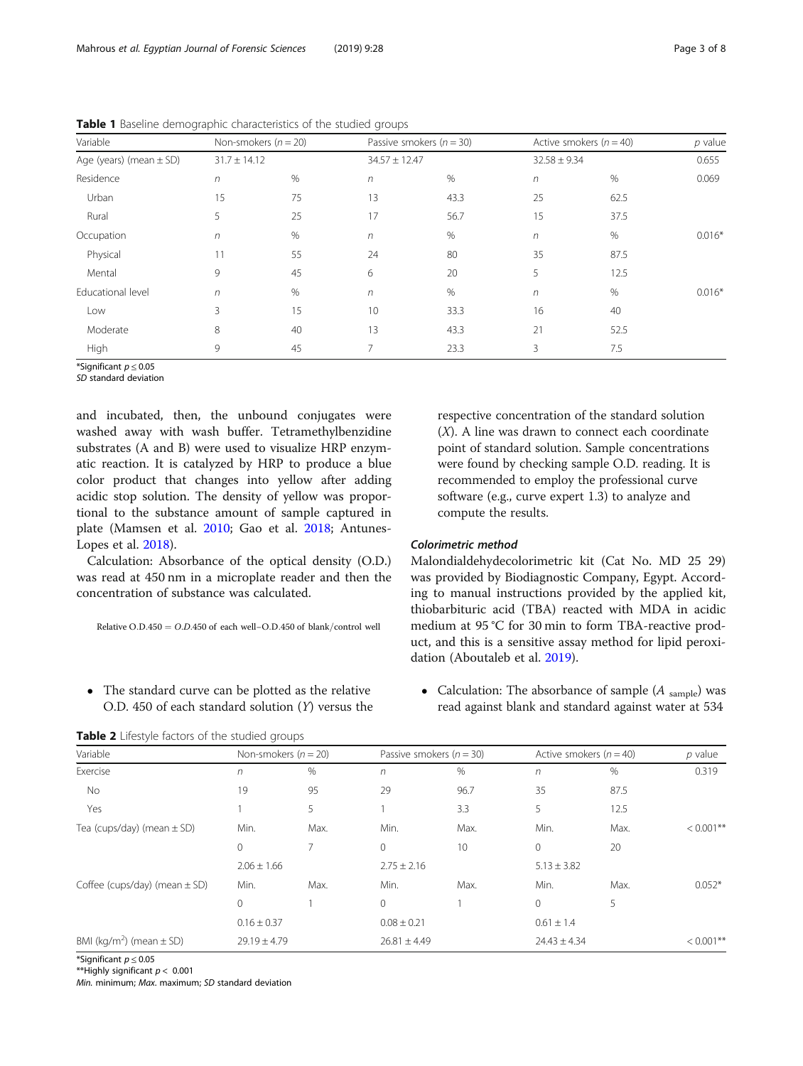**Table 1** Baseline demographic characteristics of the studied groups

| Variable | Non-smokers ($n = 20$) | | Passive smokers ($n = 30$) | | Active smokers ($n = 40$) | | $p$ value |
|---|---|---|---|---|---|---|---|
| Age (years) (mean ± SD) | 31.7 ± 14.12 | | 34.57 ± 12.47 | | 32.58 ± 9.34 | | 0.655 |
| Residence | $n$ | % | $n$ | % | $n$ | % | 0.069 |
| Urban | 15 | 75 | 13 | 43.3 | 25 | 62.5 | |
| Rural | 5 | 25 | 17 | 56.7 | 15 | 37.5 | |
| Occupation | $n$ | % | $n$ | % | $n$ | % | 0.016* |
| Physical | 11 | 55 | 24 | 80 | 35 | 87.5 | |
| Mental | 9 | 45 | 6 | 20 | 5 | 12.5 | |
| Educational level | $n$ | % | $n$ | % | $n$ | % | 0.016* |
| Low | 3 | 15 | 10 | 33.3 | 16 | 40 | |
| Moderate | 8 | 40 | 13 | 43.3 | 21 | 52.5 | |
| High | 9 | 45 | 7 | 23.3 | 3 | 7.5 | |

*Significant $p \leq 0.05$
*SD* standard deviation

and incubated, then, the unbound conjugates were washed away with wash buffer. Tetramethylbenzidine substrates (A and B) were used to visualize HRP enzymatic reaction. It is catalyzed by HRP to produce a blue color product that changes into yellow after adding acidic stop solution. The density of yellow was proportional to the substance amount of sample captured in plate (Mamsen et al. 2010; Gao et al. 2018; Antunes-Lopes et al. 2018).

Calculation: Absorbance of the optical density (O.D.) was read at 450 nm in a microplate reader and then the concentration of substance was calculated.

$$\text{Relative O.D.450} = O.D.450 \text{ of each well} - \text{O.D.450 of blank/control well}$$

- The standard curve can be plotted as the relative O.D. 450 of each standard solution ($Y$) versus the respective concentration of the standard solution ($X$). A line was drawn to connect each coordinate point of standard solution. Sample concentrations were found by checking sample O.D. reading. It is recommended to employ the professional curve software (e.g., curve expert 1.3) to analyze and compute the results.

#### *Colorimetric method*

Malondialdehydecolorimetric kit (Cat No. MD 25 29) was provided by Biodiagnostic Company, Egypt. According to manual instructions provided by the applied kit, thiobarbituric acid (TBA) reacted with MDA in acidic medium at 95 °C for 30 min to form TBA-reactive product, and this is a sensitive assay method for lipid peroxidation (Aboutaleb et al. 2019).

- Calculation: The absorbance of sample ($A_{\text{sample}}$) was read against blank and standard against water at 534

**Table 2** Lifestyle factors of the studied groups

| Variable | Non-smokers ($n = 20$) | | Passive smokers ($n = 30$) | | Active smokers ($n = 40$) | | $p$ value |
|---|---|---|---|---|---|---|---|
| Exercise | $n$ | % | $n$ | % | $n$ | % | 0.319 |
| No | 19 | 95 | 29 | 96.7 | 35 | 87.5 | |
| Yes | 1 | 5 | 1 | 3.3 | 5 | 12.5 | |
| Tea (cups/day) (mean ± SD) | Min. | Max. | Min. | Max. | Min. | Max. | < 0.001** |
| | 0 | 7 | 0 | 10 | 0 | 20 | |
| | 2.06 ± 1.66 | | 2.75 ± 2.16 | | 5.13 ± 3.82 | | |
| Coffee (cups/day) (mean ± SD) | Min. | Max. | Min. | Max. | Min. | Max. | 0.052* |
| | 0 | 1 | 0 | 1 | 0 | 5 | |
| | 0.16 ± 0.37 | | 0.08 ± 0.21 | | 0.61 ± 1.4 | | |
| BMI (kg/m$^2$) (mean ± SD) | 29.19 ± 4.79 | | 26.81 ± 4.49 | | 24.43 ± 4.34 | | < 0.001** |

*Significant $p \leq 0.05$
**Highly significant $p < 0.001$
*Min.* minimum; *Max.* maximum; *SD* standard deviation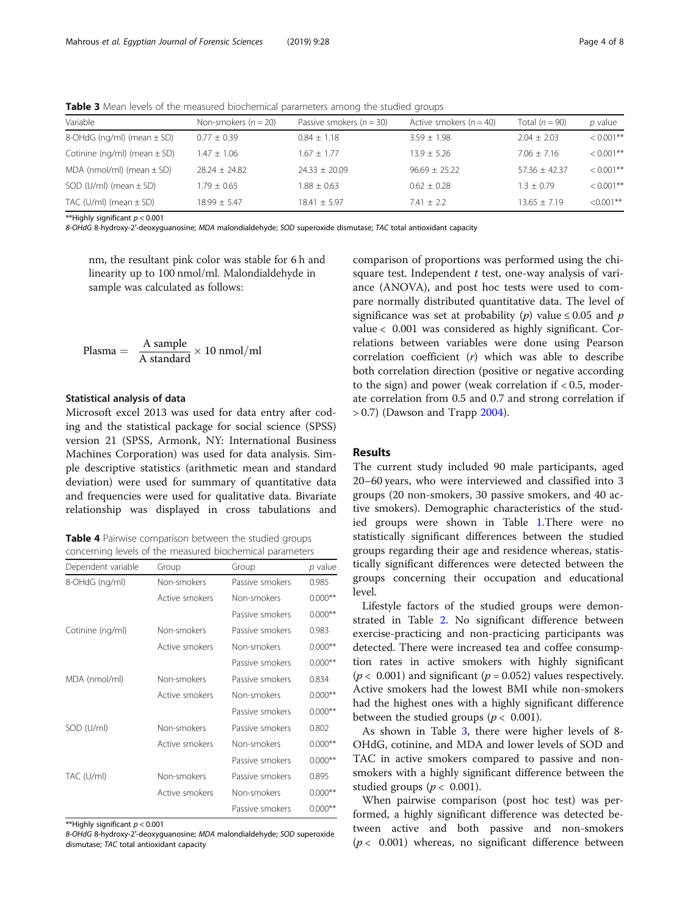**Table 3** Mean levels of the measured biochemical parameters among the studied groups

| Variable | Non-smokers ($n = 20$) | Passive smokers ($n = 30$) | Active smokers ($n = 40$) | Total ($n = 90$) | $p$ value |
|---|---|---|---|---|---|
| 8-OHdG (ng/ml) (mean ± SD) | 0.77 ± 0.39 | 0.84 ± 1.18 | 3.59 ± 1.98 | 2.04 ± 2.03 | < 0.001** |
| Cotinine (ng/ml) (mean ± SD) | 1.47 ± 1.06 | 1.67 ± 1.77 | 13.9 ± 5.26 | 7.06 ± 7.16 | < 0.001** |
| MDA (nmol/ml) (mean ± SD) | 28.24 ± 24.82 | 24.33 ± 20.09 | 96.69 ± 25.22 | 57.36 ± 42.37 | < 0.001** |
| SOD (U/ml) (mean ± SD) | 1.79 ± 0.65 | 1.88 ± 0.63 | 0.62 ± 0.28 | 1.3 ± 0.79 | < 0.001** |
| TAC (U/ml) (mean ± SD) | 18.99 ± 5.47 | 18.41 ± 5.97 | 7.41 ± 2.2 | 13.65 ± 7.19 | <0.001** |

**Highly significant $p < 0.001$

*8-OHdG* 8-hydroxy-2′-deoxyguanosine; *MDA* malondialdehyde; *SOD* superoxide dismutase; *TAC* total antioxidant capacity

nm, the resultant pink color was stable for 6 h and linearity up to 100 nmol/ml. Malondialdehyde in sample was calculated as follows:

$$\text{Plasma} = \frac{\text{A sample}}{\text{A standard}} \times 10\ \text{nmol/ml}$$

### Statistical analysis of data

Microsoft excel 2013 was used for data entry after coding and the statistical package for social science (SPSS) version 21 (SPSS, Armonk, NY: International Business Machines Corporation) was used for data analysis. Simple descriptive statistics (arithmetic mean and standard deviation) were used for summary of quantitative data and frequencies were used for qualitative data. Bivariate relationship was displayed in cross tabulations and comparison of proportions was performed using the chi-square test. Independent $t$ test, one-way analysis of variance (ANOVA), and post hoc tests were used to compare normally distributed quantitative data. The level of significance was set at probability ($p$) value ≤ 0.05 and $p$ value < 0.001 was considered as highly significant. Correlations between variables were done using Pearson correlation coefficient ($r$) which was able to describe both correlation direction (positive or negative according to the sign) and power (weak correlation if < 0.5, moderate correlation from 0.5 and 0.7 and strong correlation if > 0.7) (Dawson and Trapp 2004).

**Table 4** Pairwise comparison between the studied groups concerning levels of the measured biochemical parameters

| Dependent variable | Group | Group | $p$ value |
|---|---|---|---|
| 8-OHdG (ng/ml) | Non-smokers | Passive smokers | 0.985 |
| | Active smokers | Non-smokers | 0.000** |
| | | Passive smokers | 0.000** |
| Cotinine (ng/ml) | Non-smokers | Passive smokers | 0.983 |
| | Active smokers | Non-smokers | 0.000** |
| | | Passive smokers | 0.000** |
| MDA (nmol/ml) | Non-smokers | Passive smokers | 0.834 |
| | Active smokers | Non-smokers | 0.000** |
| | | Passive smokers | 0.000** |
| SOD (U/ml) | Non-smokers | Passive smokers | 0.802 |
| | Active smokers | Non-smokers | 0.000** |
| | | Passive smokers | 0.000** |
| TAC (U/ml) | Non-smokers | Passive smokers | 0.895 |
| | Active smokers | Non-smokers | 0.000** |
| | | Passive smokers | 0.000** |

**Highly significant $p < 0.001$

*8-OHdG* 8-hydroxy-2′-deoxyguanosine; *MDA* malondialdehyde; *SOD* superoxide dismutase; *TAC* total antioxidant capacity

## Results

The current study included 90 male participants, aged 20–60 years, who were interviewed and classified into 3 groups (20 non-smokers, 30 passive smokers, and 40 active smokers). Demographic characteristics of the studied groups were shown in Table 1.There were no statistically significant differences between the studied groups regarding their age and residence whereas, statistically significant differences were detected between the groups concerning their occupation and educational level.

Lifestyle factors of the studied groups were demonstrated in Table 2. No significant difference between exercise-practicing and non-practicing participants was detected. There were increased tea and coffee consumption rates in active smokers with highly significant ($p < 0.001$) and significant ($p = 0.052$) values respectively. Active smokers had the lowest BMI while non-smokers had the highest ones with a highly significant difference between the studied groups ($p < 0.001$).

As shown in Table 3, there were higher levels of 8-OHdG, cotinine, and MDA and lower levels of SOD and TAC in active smokers compared to passive and non-smokers with a highly significant difference between the studied groups ($p < 0.001$).

When pairwise comparison (post hoc test) was performed, a highly significant difference was detected between active and both passive and non-smokers ($p < 0.001$) whereas, no significant difference between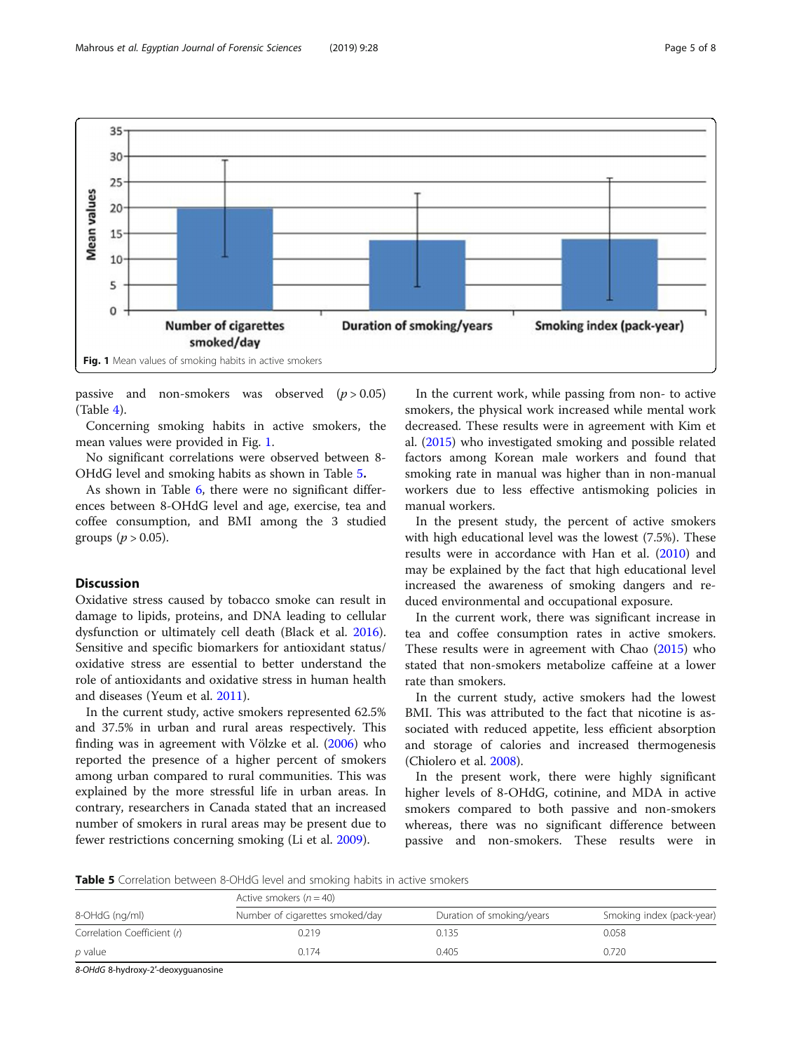Fig. 1 Mean values of smoking habits in active smokers

passive and non-smokers was observed ($p > 0.05$) (Table 4).

Concerning smoking habits in active smokers, the mean values were provided in Fig. 1.

No significant correlations were observed between 8-OHdG level and smoking habits as shown in Table 5.

As shown in Table 6, there were no significant differences between 8-OHdG level and age, exercise, tea and coffee consumption, and BMI among the 3 studied groups ($p > 0.05$).

## Discussion

Oxidative stress caused by tobacco smoke can result in damage to lipids, proteins, and DNA leading to cellular dysfunction or ultimately cell death (Black et al. 2016). Sensitive and specific biomarkers for antioxidant status/oxidative stress are essential to better understand the role of antioxidants and oxidative stress in human health and diseases (Yeum et al. 2011).

In the current study, active smokers represented 62.5% and 37.5% in urban and rural areas respectively. This finding was in agreement with Völzke et al. (2006) who reported the presence of a higher percent of smokers among urban compared to rural communities. This was explained by the more stressful life in urban areas. In contrary, researchers in Canada stated that an increased number of smokers in rural areas may be present due to fewer restrictions concerning smoking (Li et al. 2009).

In the current work, while passing from non- to active smokers, the physical work increased while mental work decreased. These results were in agreement with Kim et al. (2015) who investigated smoking and possible related factors among Korean male workers and found that smoking rate in manual was higher than in non-manual workers due to less effective antismoking policies in manual workers.

In the present study, the percent of active smokers with high educational level was the lowest (7.5%). These results were in accordance with Han et al. (2010) and may be explained by the fact that high educational level increased the awareness of smoking dangers and reduced environmental and occupational exposure.

In the current work, there was significant increase in tea and coffee consumption rates in active smokers. These results were in agreement with Chao (2015) who stated that non-smokers metabolize caffeine at a lower rate than smokers.

In the current study, active smokers had the lowest BMI. This was attributed to the fact that nicotine is associated with reduced appetite, less efficient absorption and storage of calories and increased thermogenesis (Chiolero et al. 2008).

In the present work, there were highly significant higher levels of 8-OHdG, cotinine, and MDA in active smokers compared to both passive and non-smokers whereas, there was no significant difference between passive and non-smokers. These results were in

**Table 5** Correlation between 8-OHdG level and smoking habits in active smokers

| 8-OHdG (ng/ml) | Active smokers ($n = 40$) | | |
|---|---|---|---|
| | Number of cigarettes smoked/day | Duration of smoking/years | Smoking index (pack-year) |
| Correlation Coefficient ($r$) | 0.219 | 0.135 | 0.058 |
| $p$ value | 0.174 | 0.405 | 0.720 |

*8-OHdG* 8-hydroxy-2′-deoxyguanosine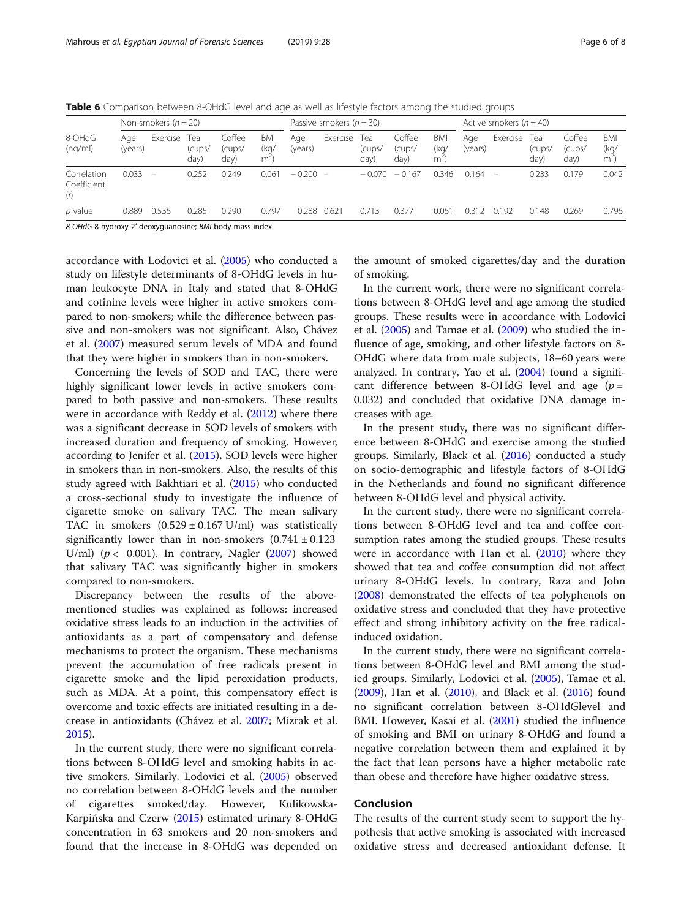**Table 6** Comparison between 8-OHdG level and age as well as lifestyle factors among the studied groups

| 8-OHdG (ng/ml) | Non-smokers ($n = 20$) | | | | | Passive smokers ($n = 30$) | | | | | Active smokers ($n = 40$) | | | | |
|---|---|---|---|---|---|---|---|---|---|---|---|---|---|---|---|
| | Age (years) | Exercise | Tea (cups/day) | Coffee (cups/day) | BMI (kg/m$^2$) | Age (years) | Exercise | Tea (cups/day) | Coffee (cups/day) | BMI (kg/m$^2$) | Age (years) | Exercise | Tea (cups/day) | Coffee (cups/day) | BMI (kg/m$^2$) |
| Correlation Coefficient (r) | 0.033 | – | 0.252 | 0.249 | 0.061 | − 0.200 | – | − 0.070 | − 0.167 | 0.346 | 0.164 | – | 0.233 | 0.179 | 0.042 |
| p value | 0.889 | 0.536 | 0.285 | 0.290 | 0.797 | 0.288 | 0.621 | 0.713 | 0.377 | 0.061 | 0.312 | 0.192 | 0.148 | 0.269 | 0.796 |

*8-OHdG* 8-hydroxy-2′-deoxyguanosine; *BMI* body mass index

accordance with Lodovici et al. (2005) who conducted a study on lifestyle determinants of 8-OHdG levels in human leukocyte DNA in Italy and stated that 8-OHdG and cotinine levels were higher in active smokers compared to non-smokers; while the difference between passive and non-smokers was not significant. Also, Chávez et al. (2007) measured serum levels of MDA and found that they were higher in smokers than in non-smokers.

Concerning the levels of SOD and TAC, there were highly significant lower levels in active smokers compared to both passive and non-smokers. These results were in accordance with Reddy et al. (2012) where there was a significant decrease in SOD levels of smokers with increased duration and frequency of smoking. However, according to Jenifer et al. (2015), SOD levels were higher in smokers than in non-smokers. Also, the results of this study agreed with Bakhtiari et al. (2015) who conducted a cross-sectional study to investigate the influence of cigarette smoke on salivary TAC. The mean salivary TAC in smokers (0.529 ± 0.167 U/ml) was statistically significantly lower than in non-smokers (0.741 ± 0.123 U/ml) ($p < 0.001$). In contrary, Nagler (2007) showed that salivary TAC was significantly higher in smokers compared to non-smokers.

Discrepancy between the results of the above-mentioned studies was explained as follows: increased oxidative stress leads to an induction in the activities of antioxidants as a part of compensatory and defense mechanisms to protect the organism. These mechanisms prevent the accumulation of free radicals present in cigarette smoke and the lipid peroxidation products, such as MDA. At a point, this compensatory effect is overcome and toxic effects are initiated resulting in a decrease in antioxidants (Chávez et al. 2007; Mizrak et al. 2015).

In the current study, there were no significant correlations between 8-OHdG level and smoking habits in active smokers. Similarly, Lodovici et al. (2005) observed no correlation between 8-OHdG levels and the number of cigarettes smoked/day. However, Kulikowska-Karpińska and Czerw (2015) estimated urinary 8-OHdG concentration in 63 smokers and 20 non-smokers and found that the increase in 8-OHdG was depended on the amount of smoked cigarettes/day and the duration of smoking.

In the current work, there were no significant correlations between 8-OHdG level and age among the studied groups. These results were in accordance with Lodovici et al. (2005) and Tamae et al. (2009) who studied the influence of age, smoking, and other lifestyle factors on 8-OHdG where data from male subjects, 18–60 years were analyzed. In contrary, Yao et al. (2004) found a significant difference between 8-OHdG level and age ($p = 0.032$) and concluded that oxidative DNA damage increases with age.

In the present study, there was no significant difference between 8-OHdG and exercise among the studied groups. Similarly, Black et al. (2016) conducted a study on socio-demographic and lifestyle factors of 8-OHdG in the Netherlands and found no significant difference between 8-OHdG level and physical activity.

In the current study, there were no significant correlations between 8-OHdG level and tea and coffee consumption rates among the studied groups. These results were in accordance with Han et al. (2010) where they showed that tea and coffee consumption did not affect urinary 8-OHdG levels. In contrary, Raza and John (2008) demonstrated the effects of tea polyphenols on oxidative stress and concluded that they have protective effect and strong inhibitory activity on the free radical-induced oxidation.

In the current study, there were no significant correlations between 8-OHdG level and BMI among the studied groups. Similarly, Lodovici et al. (2005), Tamae et al. (2009), Han et al. (2010), and Black et al. (2016) found no significant correlation between 8-OHdGlevel and BMI. However, Kasai et al. (2001) studied the influence of smoking and BMI on urinary 8-OHdG and found a negative correlation between them and explained it by the fact that lean persons have a higher metabolic rate than obese and therefore have higher oxidative stress.

## Conclusion

The results of the current study seem to support the hypothesis that active smoking is associated with increased oxidative stress and decreased antioxidant defense. It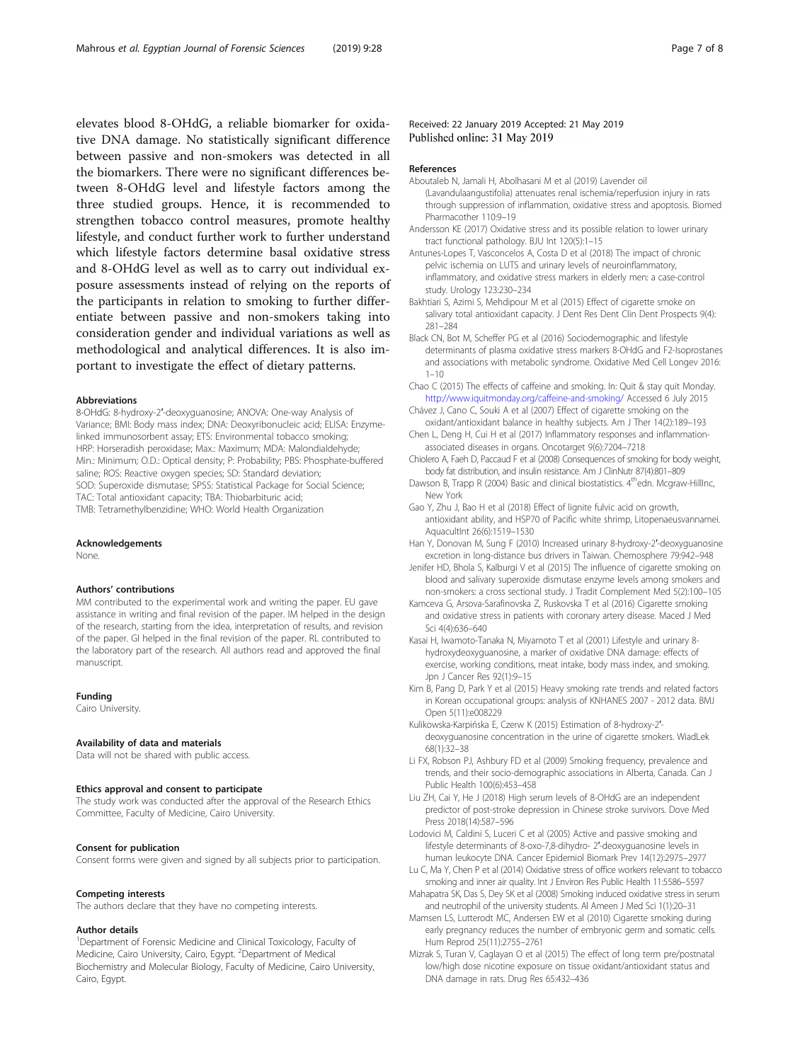elevates blood 8-OHdG, a reliable biomarker for oxidative DNA damage. No statistically significant difference between passive and non-smokers was detected in all the biomarkers. There were no significant differences between 8-OHdG level and lifestyle factors among the three studied groups. Hence, it is recommended to strengthen tobacco control measures, promote healthy lifestyle, and conduct further work to further understand which lifestyle factors determine basal oxidative stress and 8-OHdG level as well as to carry out individual exposure assessments instead of relying on the reports of the participants in relation to smoking to further differentiate between passive and non-smokers taking into consideration gender and individual variations as well as methodological and analytical differences. It is also important to investigate the effect of dietary patterns.

#### Abbreviations

8-OHdG: 8-hydroxy-2′-deoxyguanosine; ANOVA: One-way Analysis of Variance; BMI: Body mass index; DNA: Deoxyribonucleic acid; ELISA: Enzyme-linked immunosorbent assay; ETS: Environmental tobacco smoking; HRP: Horseradish peroxidase; Max.: Maximum; MDA: Malondialdehyde; Min.: Minimum; O.D.: Optical density; P: Probability; PBS: Phosphate-buffered saline; ROS: Reactive oxygen species; SD: Standard deviation; SOD: Superoxide dismutase; SPSS: Statistical Package for Social Science; TAC: Total antioxidant capacity; TBA: Thiobarbituric acid; TMB: Tetramethylbenzidine; WHO: World Health Organization

#### Acknowledgements

None.

#### Authors' contributions

MM contributed to the experimental work and writing the paper. EU gave assistance in writing and final revision of the paper. IM helped in the design of the research, starting from the idea, interpretation of results, and revision of the paper. GI helped in the final revision of the paper. RL contributed to the laboratory part of the research. All authors read and approved the final manuscript.

#### Funding

Cairo University.

#### Availability of data and materials

Data will not be shared with public access.

#### Ethics approval and consent to participate

The study work was conducted after the approval of the Research Ethics Committee, Faculty of Medicine, Cairo University.

#### Consent for publication

Consent forms were given and signed by all subjects prior to participation.

#### Competing interests

The authors declare that they have no competing interests.

#### Author details

[1]Department of Forensic Medicine and Clinical Toxicology, Faculty of Medicine, Cairo University, Cairo, Egypt. [2]Department of Medical Biochemistry and Molecular Biology, Faculty of Medicine, Cairo University, Cairo, Egypt.

Received: 22 January 2019 Accepted: 21 May 2019
Published online: 31 May 2019

#### References

Aboutaleb N, Jamali H, Abolhasani M et al (2019) Lavender oil (Lavandulaangustifolia) attenuates renal ischemia/reperfusion injury in rats through suppression of inflammation, oxidative stress and apoptosis. Biomed Pharmacother 110:9–19

Andersson KE (2017) Oxidative stress and its possible relation to lower urinary tract functional pathology. BJU Int 120(5):1–15

Antunes-Lopes T, Vasconcelos A, Costa D et al (2018) The impact of chronic pelvic ischemia on LUTS and urinary levels of neuroinflammatory, inflammatory, and oxidative stress markers in elderly men: a case-control study. Urology 123:230–234

Bakhtiari S, Azimi S, Mehdipour M et al (2015) Effect of cigarette smoke on salivary total antioxidant capacity. J Dent Res Dent Clin Dent Prospects 9(4): 281–284

Black CN, Bot M, Scheffer PG et al (2016) Sociodemographic and lifestyle determinants of plasma oxidative stress markers 8-OHdG and F2-Isoprostanes and associations with metabolic syndrome. Oxidative Med Cell Longev 2016: 1–10

Chao C (2015) The effects of caffeine and smoking. In: Quit & stay quit Monday. http://www.iquitmonday.org/caffeine-and-smoking/ Accessed 6 July 2015

Chávez J, Cano C, Souki A et al (2007) Effect of cigarette smoking on the oxidant/antioxidant balance in healthy subjects. Am J Ther 14(2):189–193

Chen L, Deng H, Cui H et al (2017) Inflammatory responses and inflammation-associated diseases in organs. Oncotarget 9(6):7204–7218

Chiolero A, Faeh D, Paccaud F et al (2008) Consequences of smoking for body weight, body fat distribution, and insulin resistance. Am J ClinNutr 87(4):801–809

Dawson B, Trapp R (2004) Basic and clinical biostatistics. 4thedn. Mcgraw-HillInc, New York

Gao Y, Zhu J, Bao H et al (2018) Effect of lignite fulvic acid on growth, antioxidant ability, and HSP70 of Pacific white shrimp, Litopenaeusvannamei. AquacultInt 26(6):1519–1530

Han Y, Donovan M, Sung F (2010) Increased urinary 8-hydroxy-2′-deoxyguanosine excretion in long-distance bus drivers in Taiwan. Chemosphere 79:942–948

Jenifer HD, Bhola S, Kalburgi V et al (2015) The influence of cigarette smoking on blood and salivary superoxide dismutase enzyme levels among smokers and non-smokers: a cross sectional study. J Tradit Complement Med 5(2):100–105

Kamceva G, Arsova-Sarafinovska Z, Ruskovska T et al (2016) Cigarette smoking and oxidative stress in patients with coronary artery disease. Maced J Med Sci 4(4):636–640

Kasai H, Iwamoto-Tanaka N, Miyamoto T et al (2001) Lifestyle and urinary 8-hydroxydeoxyguanosine, a marker of oxidative DNA damage: effects of exercise, working conditions, meat intake, body mass index, and smoking. Jpn J Cancer Res 92(1):9–15

Kim B, Pang D, Park Y et al (2015) Heavy smoking rate trends and related factors in Korean occupational groups: analysis of KNHANES 2007 - 2012 data. BMJ Open 5(11):e008229

Kulikowska-Karpińska E, Czerw K (2015) Estimation of 8-hydroxy-2′-deoxyguanosine concentration in the urine of cigarette smokers. WiadLek 68(1):32–38

Li FX, Robson PJ, Ashbury FD et al (2009) Smoking frequency, prevalence and trends, and their socio-demographic associations in Alberta, Canada. Can J Public Health 100(6):453–458

Liu ZH, Cai Y, He J (2018) High serum levels of 8-OHdG are an independent predictor of post-stroke depression in Chinese stroke survivors. Dove Med Press 2018(14):587–596

Lodovici M, Caldini S, Luceri C et al (2005) Active and passive smoking and lifestyle determinants of 8-oxo-7,8-dihydro- 2′-deoxyguanosine levels in human leukocyte DNA. Cancer Epidemiol Biomark Prev 14(12):2975–2977

Lu C, Ma Y, Chen P et al (2014) Oxidative stress of office workers relevant to tobacco smoking and inner air quality. Int J Environ Res Public Health 11:5586–5597

Mahapatra SK, Das S, Dey SK et al (2008) Smoking induced oxidative stress in serum and neutrophil of the university students. Al Ameen J Med Sci 1(1):20–31

Mamsen LS, Lutterodt MC, Andersen EW et al (2010) Cigarette smoking during early pregnancy reduces the number of embryonic germ and somatic cells. Hum Reprod 25(11):2755–2761

Mizrak S, Turan V, Caglayan O et al (2015) The effect of long term pre/postnatal low/high dose nicotine exposure on tissue oxidant/antioxidant status and DNA damage in rats. Drug Res 65:432–436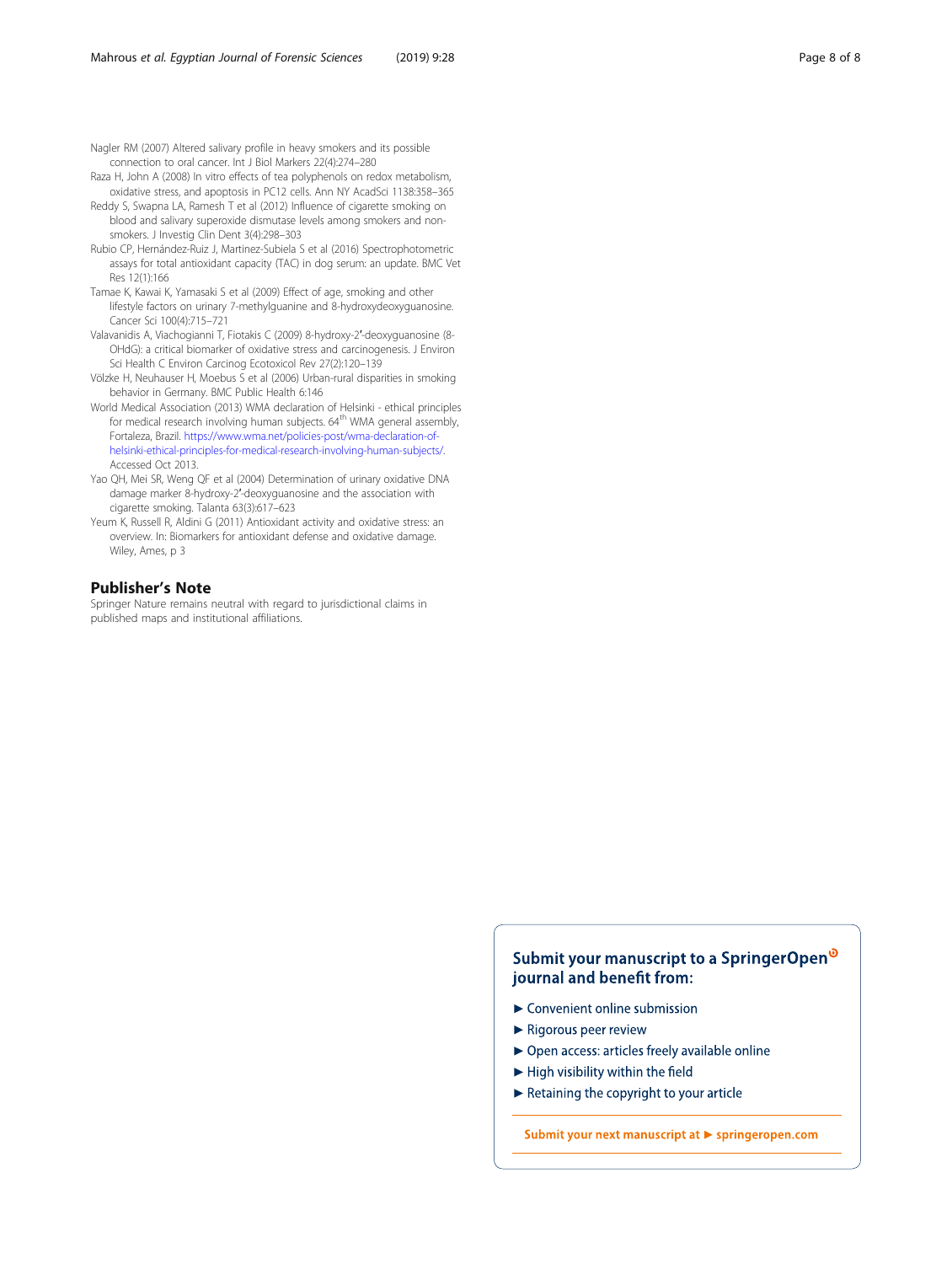Nagler RM (2007) Altered salivary profile in heavy smokers and its possible connection to oral cancer. Int J Biol Markers 22(4):274–280

Raza H, John A (2008) In vitro effects of tea polyphenols on redox metabolism, oxidative stress, and apoptosis in PC12 cells. Ann NY AcadSci 1138:358–365

Reddy S, Swapna LA, Ramesh T et al (2012) Influence of cigarette smoking on blood and salivary superoxide dismutase levels among smokers and non-smokers. J Investig Clin Dent 3(4):298–303

Rubio CP, Hernández-Ruiz J, Martinez-Subiela S et al (2016) Spectrophotometric assays for total antioxidant capacity (TAC) in dog serum: an update. BMC Vet Res 12(1):166

Tamae K, Kawai K, Yamasaki S et al (2009) Effect of age, smoking and other lifestyle factors on urinary 7-methylguanine and 8-hydroxydeoxyguanosine. Cancer Sci 100(4):715–721

Valavanidis A, Viachogianni T, Fiotakis C (2009) 8-hydroxy-2′-deoxyguanosine (8-OHdG): a critical biomarker of oxidative stress and carcinogenesis. J Environ Sci Health C Environ Carcinog Ecotoxicol Rev 27(2):120–139

Völzke H, Neuhauser H, Moebus S et al (2006) Urban-rural disparities in smoking behavior in Germany. BMC Public Health 6:146

World Medical Association (2013) WMA declaration of Helsinki - ethical principles for medical research involving human subjects. 64th WMA general assembly, Fortaleza, Brazil. https://www.wma.net/policies-post/wma-declaration-of-helsinki-ethical-principles-for-medical-research-involving-human-subjects/. Accessed Oct 2013.

Yao QH, Mei SR, Weng QF et al (2004) Determination of urinary oxidative DNA damage marker 8-hydroxy-2′-deoxyguanosine and the association with cigarette smoking. Talanta 63(3):617–623

Yeum K, Russell R, Aldini G (2011) Antioxidant activity and oxidative stress: an overview. In: Biomarkers for antioxidant defense and oxidative damage. Wiley, Ames, p 3

## Publisher's Note

Springer Nature remains neutral with regard to jurisdictional claims in published maps and institutional affiliations.

**Submit your manuscript to a SpringerOpen journal and benefit from:**

- ► Convenient online submission
- ► Rigorous peer review
- ► Open access: articles freely available online
- ► High visibility within the field
- ► Retaining the copyright to your article

**Submit your next manuscript at ► springeropen.com**